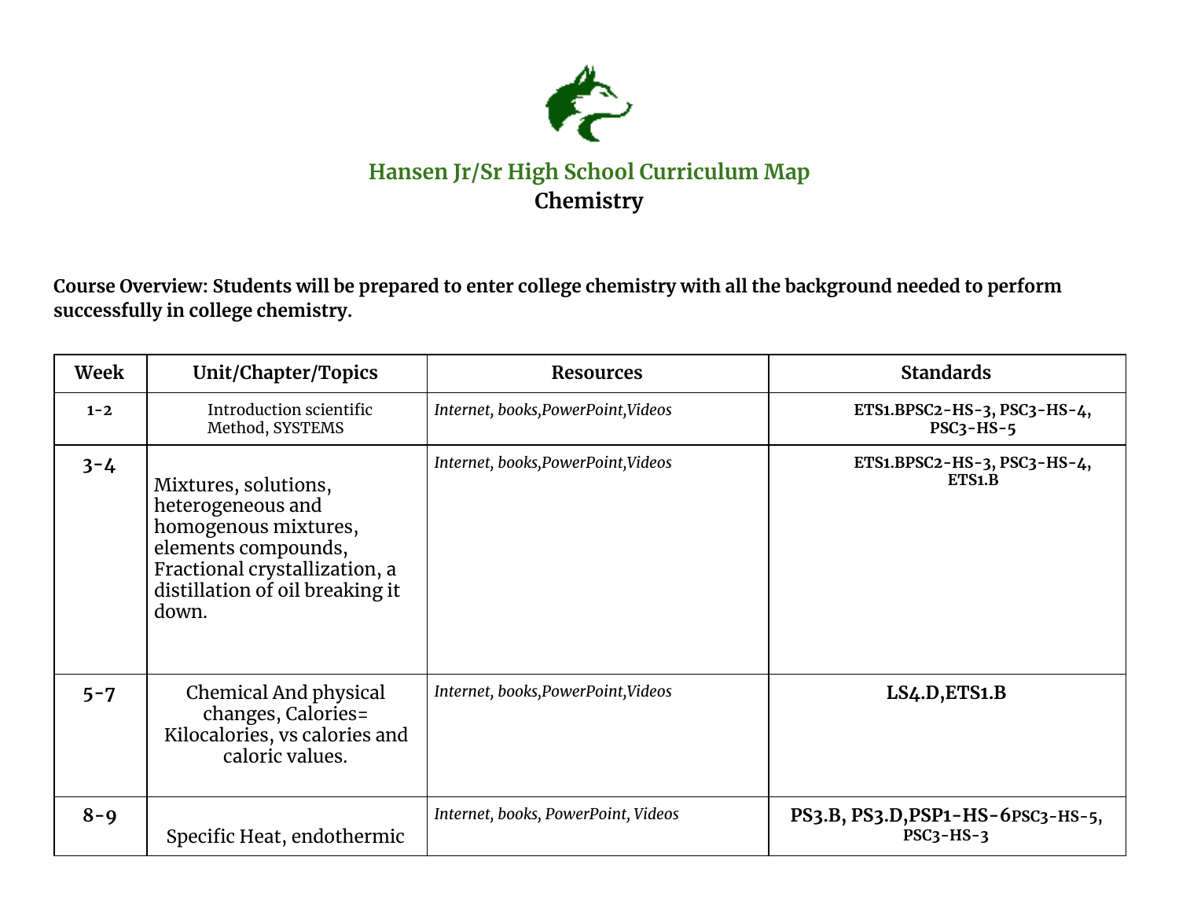# Hansen Jr/Sr High School Curriculum Map

## Chemistry

**Course Overview: Students will be prepared to enter college chemistry with all the background needed to perform successfully in college chemistry.**

| Week | Unit/Chapter/Topics | Resources | Standards |
|---|---|---|---|
| 1-2 | Introduction scientific Method, SYSTEMS | *Internet, books,PowerPoint,Videos* | **ETS1.BPSC2-HS-3, PSC3-HS-4, PSC3-HS-5** |
| 3-4 | Mixtures, solutions, heterogeneous and homogenous mixtures, elements compounds, Fractional crystallization, a distillation of oil breaking it down. | *Internet, books,PowerPoint,Videos* | **ETS1.BPSC2-HS-3, PSC3-HS-4, ETS1.B** |
| 5-7 | Chemical And physical changes, Calories= Kilocalories, vs calories and caloric values. | *Internet, books,PowerPoint,Videos* | **LS4.D,ETS1.B** |
| 8-9 | Specific Heat, endothermic | *Internet, books, PowerPoint, Videos* | **PS3.B, PS3.D,PSP1-HS-6PSC3-HS-5, PSC3-HS-3** |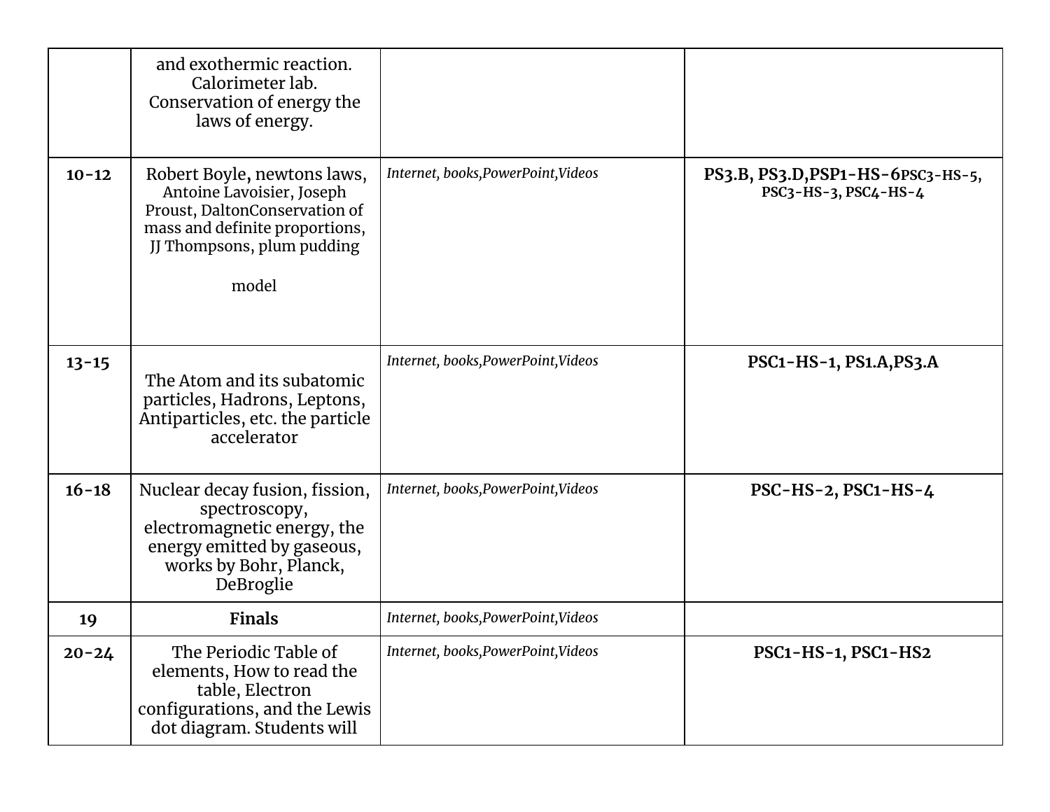| | | | |
|---|---|---|---|
| | and exothermic reaction. Calorimeter lab. Conservation of energy the laws of energy. | | |
| **10-12** | Robert Boyle, newtons laws, Antoine Lavoisier, Joseph Proust, DaltonConservation of mass and definite proportions, JJ Thompsons, plum pudding model | *Internet, books,PowerPoint,Videos* | **PS3.B, PS3.D,PSP1-HS-6PSC3-HS-5, PSC3-HS-3, PSC4-HS-4** |
| **13-15** | The Atom and its subatomic particles, Hadrons, Leptons, Antiparticles, etc. the particle accelerator | *Internet, books,PowerPoint,Videos* | **PSC1-HS-1, PS1.A,PS3.A** |
| **16-18** | Nuclear decay fusion, fission, spectroscopy, electromagnetic energy, the energy emitted by gaseous, works by Bohr, Planck, DeBroglie | *Internet, books,PowerPoint,Videos* | **PSC-HS-2, PSC1-HS-4** |
| **19** | **Finals** | *Internet, books,PowerPoint,Videos* | |
| **20-24** | The Periodic Table of elements, How to read the table, Electron configurations, and the Lewis dot diagram. Students will | *Internet, books,PowerPoint,Videos* | **PSC1-HS-1, PSC1-HS2** |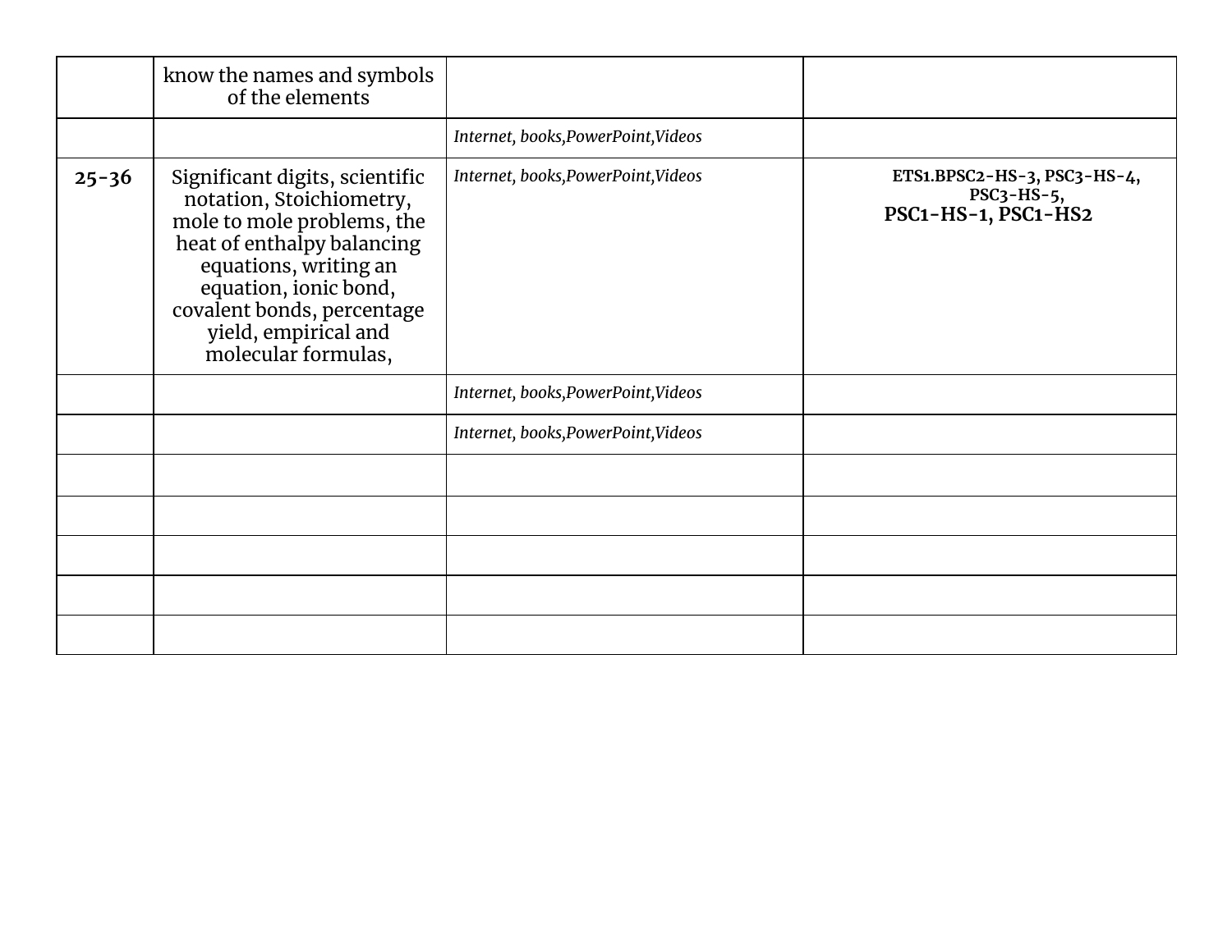| | | | |
|---|---|---|---|
| | know the names and symbols of the elements | | |
| | | *Internet, books,PowerPoint,Videos* | |
| **25-36** | Significant digits, scientific notation, Stoichiometry, mole to mole problems, the heat of enthalpy balancing equations, writing an equation, ionic bond, covalent bonds, percentage yield, empirical and molecular formulas, | *Internet, books,PowerPoint,Videos* | **ETS1.BPSC2-HS-3, PSC3-HS-4, PSC3-HS-5, PSC1-HS-1, PSC1-HS2** |
| | | *Internet, books,PowerPoint,Videos* | |
| | | *Internet, books,PowerPoint,Videos* | |
| | | | |
| | | | |
| | | | |
| | | | |
| | | | |